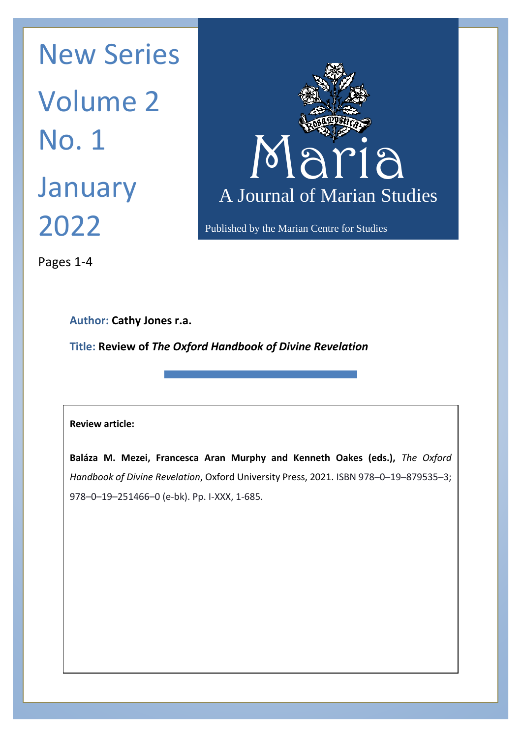New Series

Volume 2

No. 1

January 2022

# Maria

A Journal of Marian Studies

Published by the Marian Centre for Studies

Pages 1-4

**Author: Cathy Jones r.a.**

**Title: Review of *The Oxford Handbook of Divine Revelation***

**Review article:**

**Baláza M. Mezei, Francesca Aran Murphy and Kenneth Oakes (eds.),** *The Oxford Handbook of Divine Revelation*, Oxford University Press, 2021. ISBN 978–0–19–879535–3; 978–0–19–251466–0 (e-bk). Pp. I-XXX, 1-685.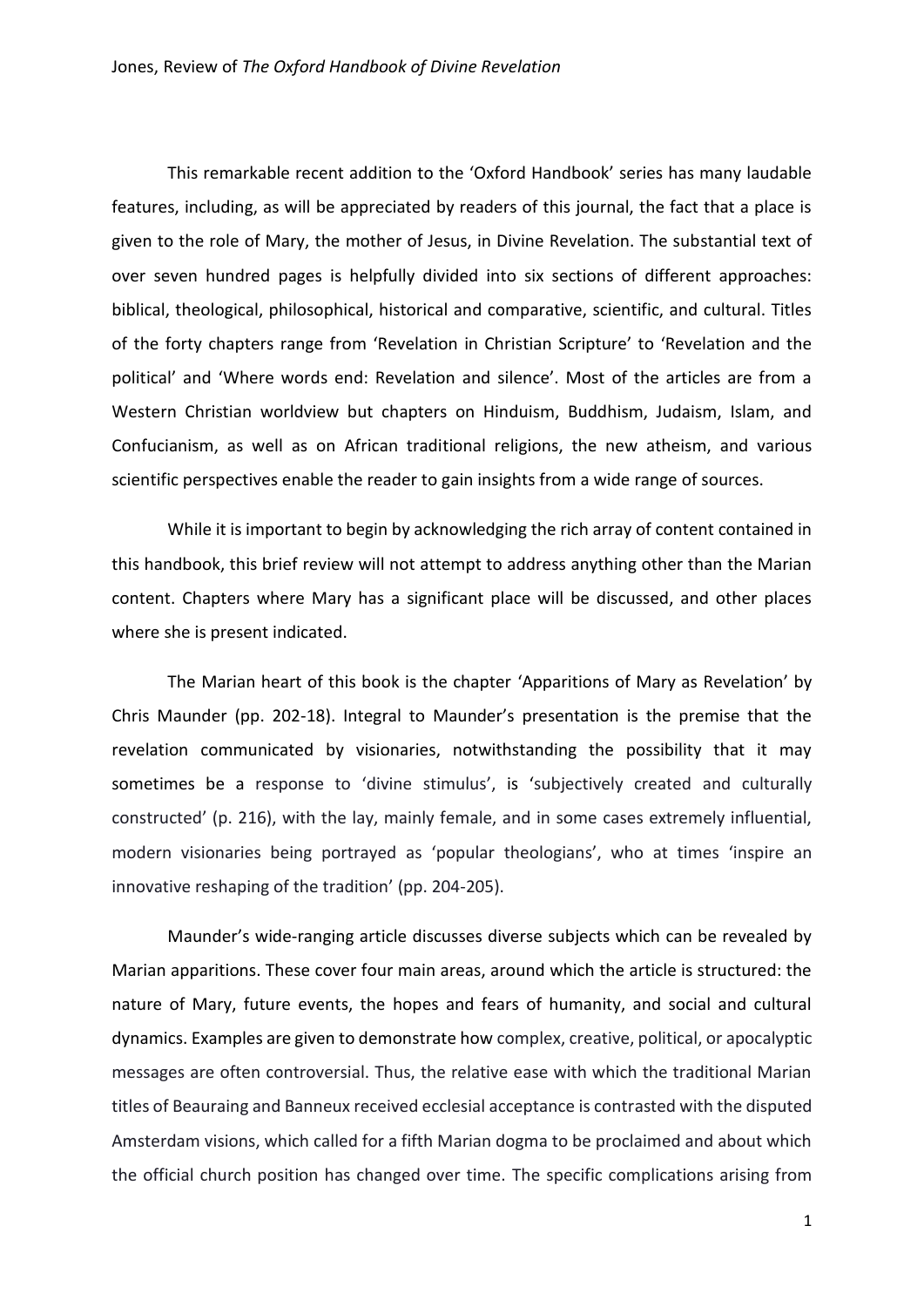This remarkable recent addition to the 'Oxford Handbook' series has many laudable features, including, as will be appreciated by readers of this journal, the fact that a place is given to the role of Mary, the mother of Jesus, in Divine Revelation. The substantial text of over seven hundred pages is helpfully divided into six sections of different approaches: biblical, theological, philosophical, historical and comparative, scientific, and cultural. Titles of the forty chapters range from 'Revelation in Christian Scripture' to 'Revelation and the political' and 'Where words end: Revelation and silence'. Most of the articles are from a Western Christian worldview but chapters on Hinduism, Buddhism, Judaism, Islam, and Confucianism, as well as on African traditional religions, the new atheism, and various scientific perspectives enable the reader to gain insights from a wide range of sources.

While it is important to begin by acknowledging the rich array of content contained in this handbook, this brief review will not attempt to address anything other than the Marian content. Chapters where Mary has a significant place will be discussed, and other places where she is present indicated.

The Marian heart of this book is the chapter 'Apparitions of Mary as Revelation' by Chris Maunder (pp. 202-18). Integral to Maunder's presentation is the premise that the revelation communicated by visionaries, notwithstanding the possibility that it may sometimes be a response to 'divine stimulus', is 'subjectively created and culturally constructed' (p. 216), with the lay, mainly female, and in some cases extremely influential, modern visionaries being portrayed as 'popular theologians', who at times 'inspire an innovative reshaping of the tradition' (pp. 204-205).

Maunder's wide-ranging article discusses diverse subjects which can be revealed by Marian apparitions. These cover four main areas, around which the article is structured: the nature of Mary, future events, the hopes and fears of humanity, and social and cultural dynamics. Examples are given to demonstrate how complex, creative, political, or apocalyptic messages are often controversial. Thus, the relative ease with which the traditional Marian titles of Beauraing and Banneux received ecclesial acceptance is contrasted with the disputed Amsterdam visions, which called for a fifth Marian dogma to be proclaimed and about which the official church position has changed over time. The specific complications arising from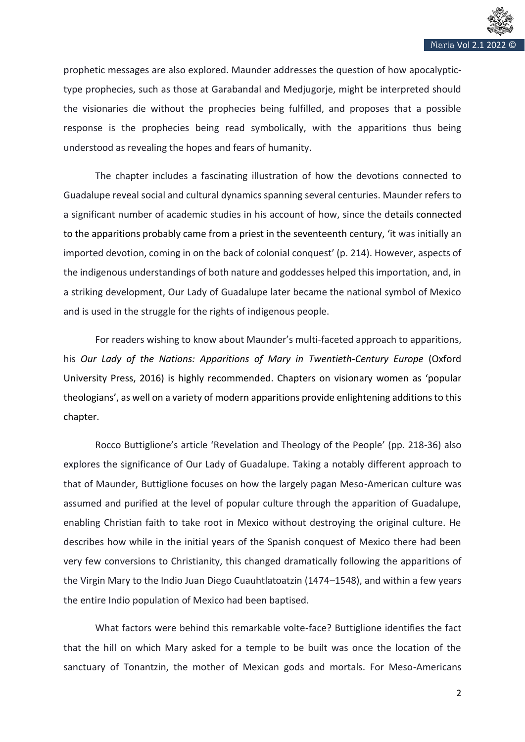prophetic messages are also explored. Maunder addresses the question of how apocalyptic-type prophecies, such as those at Garabandal and Medjugorje, might be interpreted should the visionaries die without the prophecies being fulfilled, and proposes that a possible response is the prophecies being read symbolically, with the apparitions thus being understood as revealing the hopes and fears of humanity.

The chapter includes a fascinating illustration of how the devotions connected to Guadalupe reveal social and cultural dynamics spanning several centuries. Maunder refers to a significant number of academic studies in his account of how, since the details connected to the apparitions probably came from a priest in the seventeenth century, 'it was initially an imported devotion, coming in on the back of colonial conquest' (p. 214). However, aspects of the indigenous understandings of both nature and goddesses helped this importation, and, in a striking development, Our Lady of Guadalupe later became the national symbol of Mexico and is used in the struggle for the rights of indigenous people.

For readers wishing to know about Maunder's multi-faceted approach to apparitions, his *Our Lady of the Nations: Apparitions of Mary in Twentieth-Century Europe* (Oxford University Press, 2016) is highly recommended. Chapters on visionary women as 'popular theologians', as well on a variety of modern apparitions provide enlightening additions to this chapter.

Rocco Buttiglione's article 'Revelation and Theology of the People' (pp. 218-36) also explores the significance of Our Lady of Guadalupe. Taking a notably different approach to that of Maunder, Buttiglione focuses on how the largely pagan Meso-American culture was assumed and purified at the level of popular culture through the apparition of Guadalupe, enabling Christian faith to take root in Mexico without destroying the original culture. He describes how while in the initial years of the Spanish conquest of Mexico there had been very few conversions to Christianity, this changed dramatically following the apparitions of the Virgin Mary to the Indio Juan Diego Cuauhtlatoatzin (1474–1548), and within a few years the entire Indio population of Mexico had been baptised.

What factors were behind this remarkable volte-face? Buttiglione identifies the fact that the hill on which Mary asked for a temple to be built was once the location of the sanctuary of Tonantzin, the mother of Mexican gods and mortals. For Meso-Americans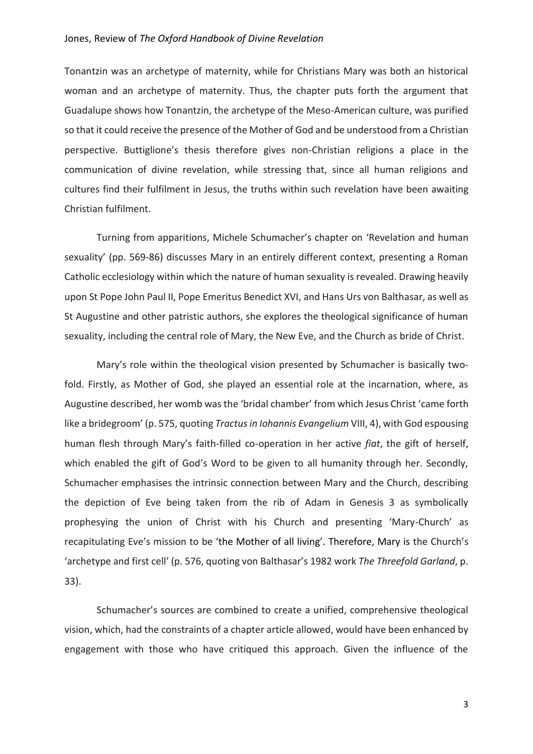Tonantzin was an archetype of maternity, while for Christians Mary was both an historical woman and an archetype of maternity. Thus, the chapter puts forth the argument that Guadalupe shows how Tonantzin, the archetype of the Meso-American culture, was purified so that it could receive the presence of the Mother of God and be understood from a Christian perspective. Buttiglione's thesis therefore gives non-Christian religions a place in the communication of divine revelation, while stressing that, since all human religions and cultures find their fulfilment in Jesus, the truths within such revelation have been awaiting Christian fulfilment.

Turning from apparitions, Michele Schumacher's chapter on 'Revelation and human sexuality' (pp. 569-86) discusses Mary in an entirely different context, presenting a Roman Catholic ecclesiology within which the nature of human sexuality is revealed. Drawing heavily upon St Pope John Paul II, Pope Emeritus Benedict XVI, and Hans Urs von Balthasar, as well as St Augustine and other patristic authors, she explores the theological significance of human sexuality, including the central role of Mary, the New Eve, and the Church as bride of Christ.

Mary's role within the theological vision presented by Schumacher is basically two-fold. Firstly, as Mother of God, she played an essential role at the incarnation, where, as Augustine described, her womb was the 'bridal chamber' from which Jesus Christ 'came forth like a bridegroom' (p. 575, quoting *Tractus in Iohannis Evangelium* VIII, 4), with God espousing human flesh through Mary's faith-filled co-operation in her active *fiat*, the gift of herself, which enabled the gift of God's Word to be given to all humanity through her. Secondly, Schumacher emphasises the intrinsic connection between Mary and the Church, describing the depiction of Eve being taken from the rib of Adam in Genesis 3 as symbolically prophesying the union of Christ with his Church and presenting 'Mary-Church' as recapitulating Eve's mission to be 'the Mother of all living'. Therefore, Mary is the Church's 'archetype and first cell' (p. 576, quoting von Balthasar's 1982 work *The Threefold Garland*, p. 33).

Schumacher's sources are combined to create a unified, comprehensive theological vision, which, had the constraints of a chapter article allowed, would have been enhanced by engagement with those who have critiqued this approach. Given the influence of the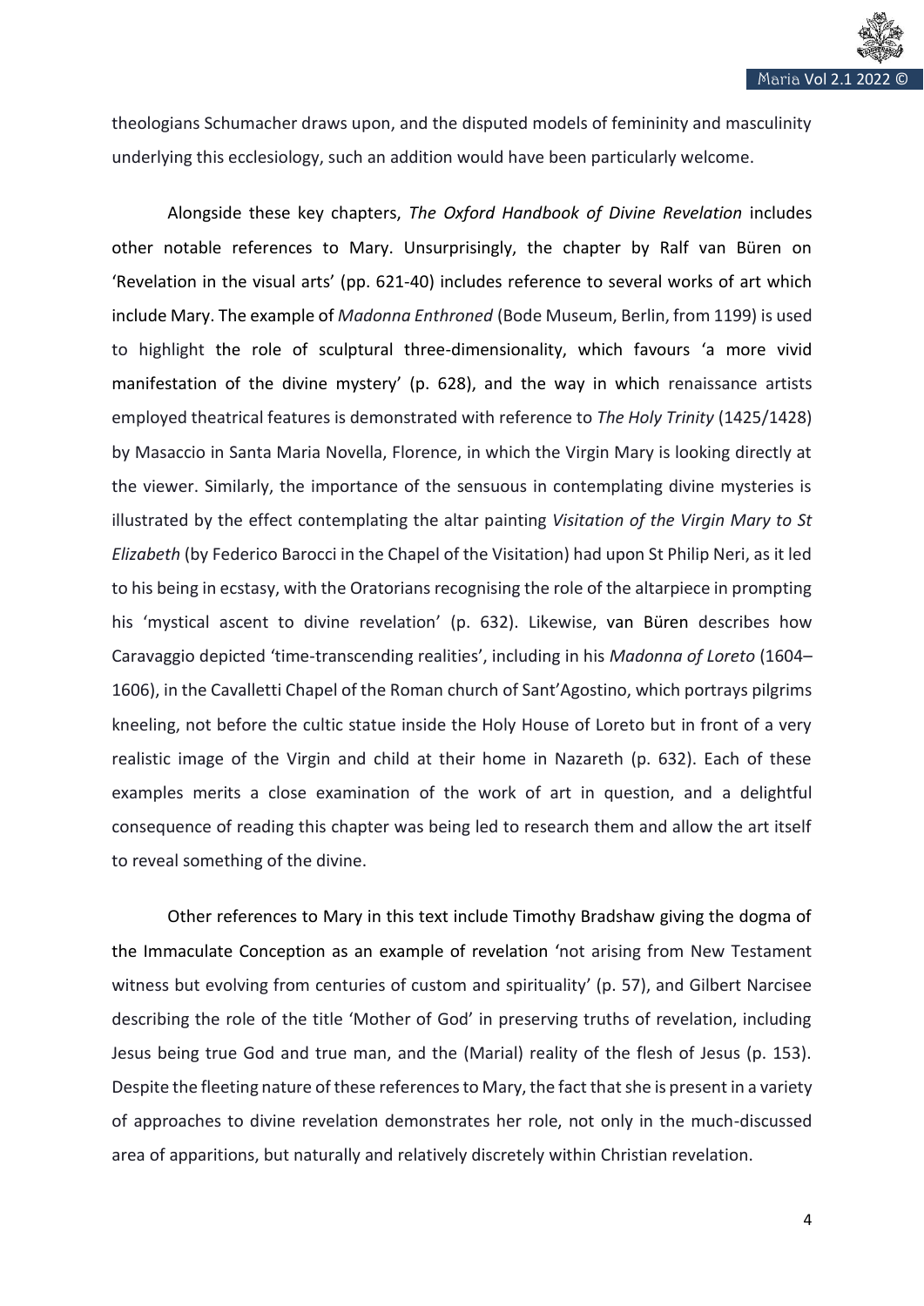theologians Schumacher draws upon, and the disputed models of femininity and masculinity underlying this ecclesiology, such an addition would have been particularly welcome.

Alongside these key chapters, *The Oxford Handbook of Divine Revelation* includes other notable references to Mary. Unsurprisingly, the chapter by Ralf van Büren on 'Revelation in the visual arts' (pp. 621-40) includes reference to several works of art which include Mary. The example of *Madonna Enthroned* (Bode Museum, Berlin, from 1199) is used to highlight the role of sculptural three-dimensionality, which favours 'a more vivid manifestation of the divine mystery' (p. 628), and the way in which renaissance artists employed theatrical features is demonstrated with reference to *The Holy Trinity* (1425/1428) by Masaccio in Santa Maria Novella, Florence, in which the Virgin Mary is looking directly at the viewer. Similarly, the importance of the sensuous in contemplating divine mysteries is illustrated by the effect contemplating the altar painting *Visitation of the Virgin Mary to St Elizabeth* (by Federico Barocci in the Chapel of the Visitation) had upon St Philip Neri, as it led to his being in ecstasy, with the Oratorians recognising the role of the altarpiece in prompting his 'mystical ascent to divine revelation' (p. 632). Likewise, van Büren describes how Caravaggio depicted 'time-transcending realities', including in his *Madonna of Loreto* (1604–1606), in the Cavalletti Chapel of the Roman church of Sant'Agostino, which portrays pilgrims kneeling, not before the cultic statue inside the Holy House of Loreto but in front of a very realistic image of the Virgin and child at their home in Nazareth (p. 632). Each of these examples merits a close examination of the work of art in question, and a delightful consequence of reading this chapter was being led to research them and allow the art itself to reveal something of the divine.

Other references to Mary in this text include Timothy Bradshaw giving the dogma of the Immaculate Conception as an example of revelation 'not arising from New Testament witness but evolving from centuries of custom and spirituality' (p. 57), and Gilbert Narcisee describing the role of the title 'Mother of God' in preserving truths of revelation, including Jesus being true God and true man, and the (Marial) reality of the flesh of Jesus (p. 153). Despite the fleeting nature of these references to Mary, the fact that she is present in a variety of approaches to divine revelation demonstrates her role, not only in the much-discussed area of apparitions, but naturally and relatively discretely within Christian revelation.